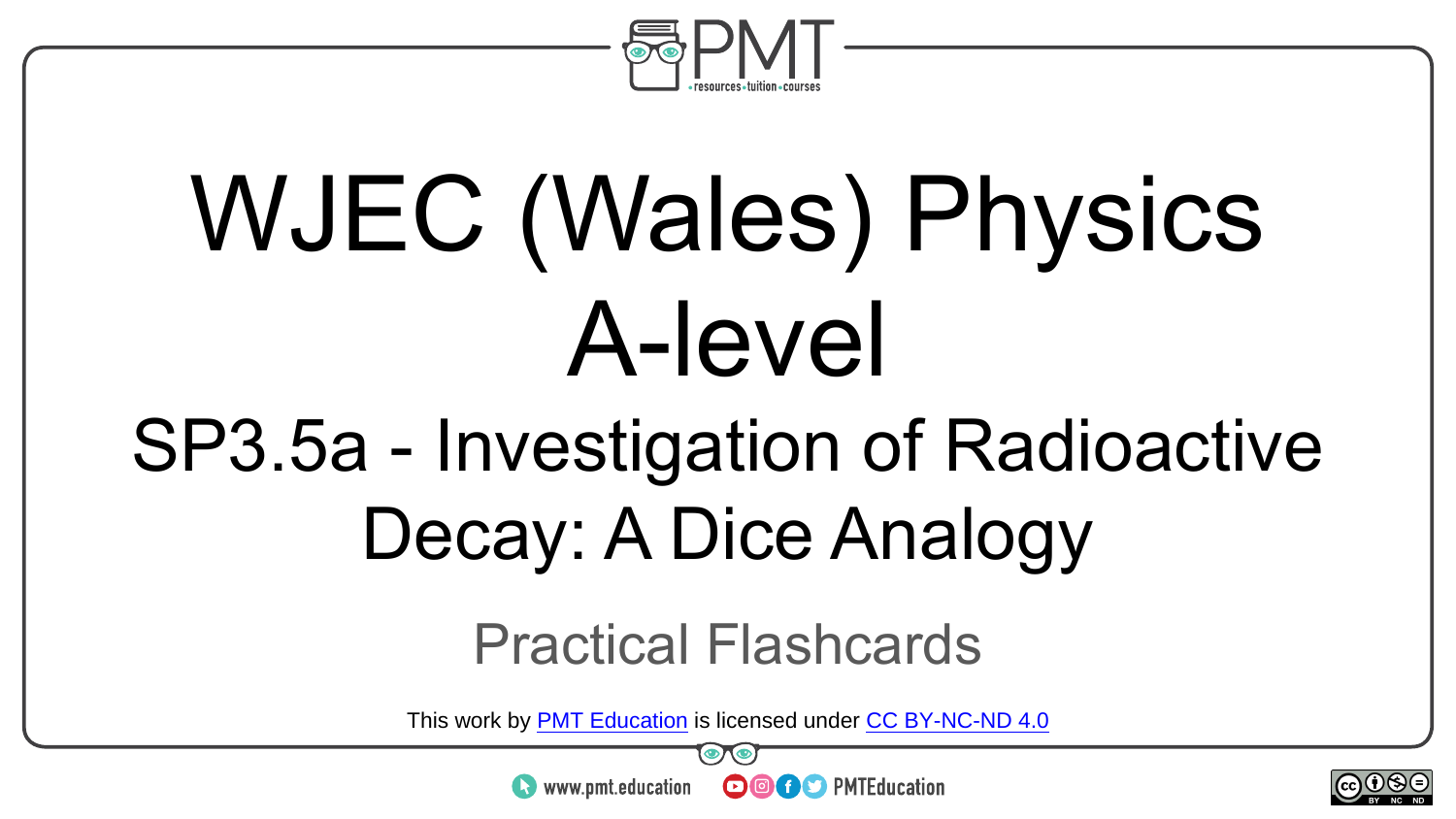# WJEC (Wales) Physics A-level

## SP3.5a - Investigation of Radioactive Decay: A Dice Analogy

Practical Flashcards

This work by PMT Education is licensed under CC BY-NC-ND 4.0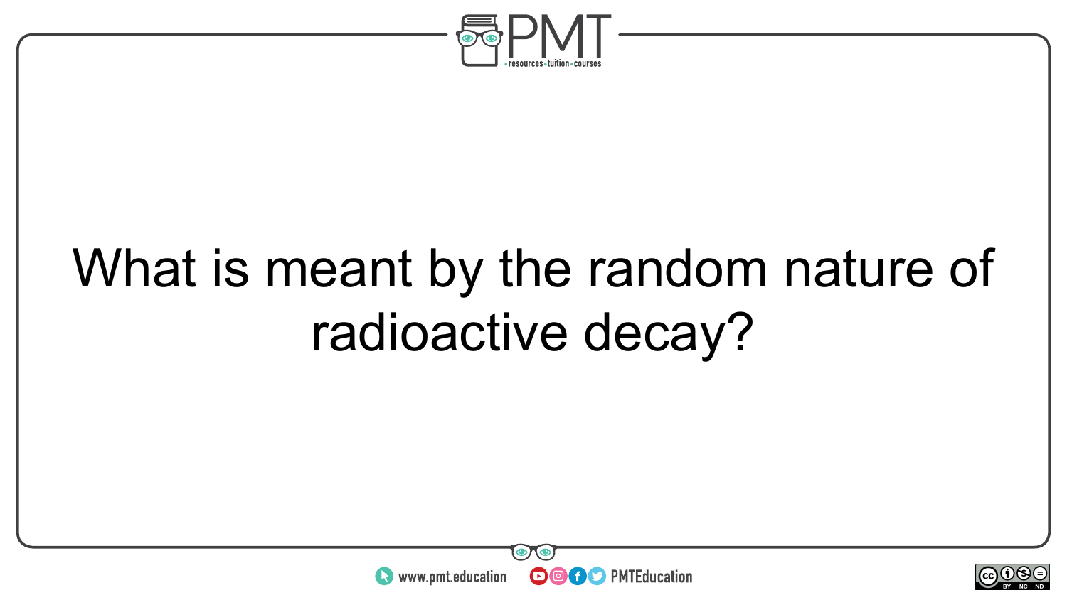What is meant by the random nature of radioactive decay?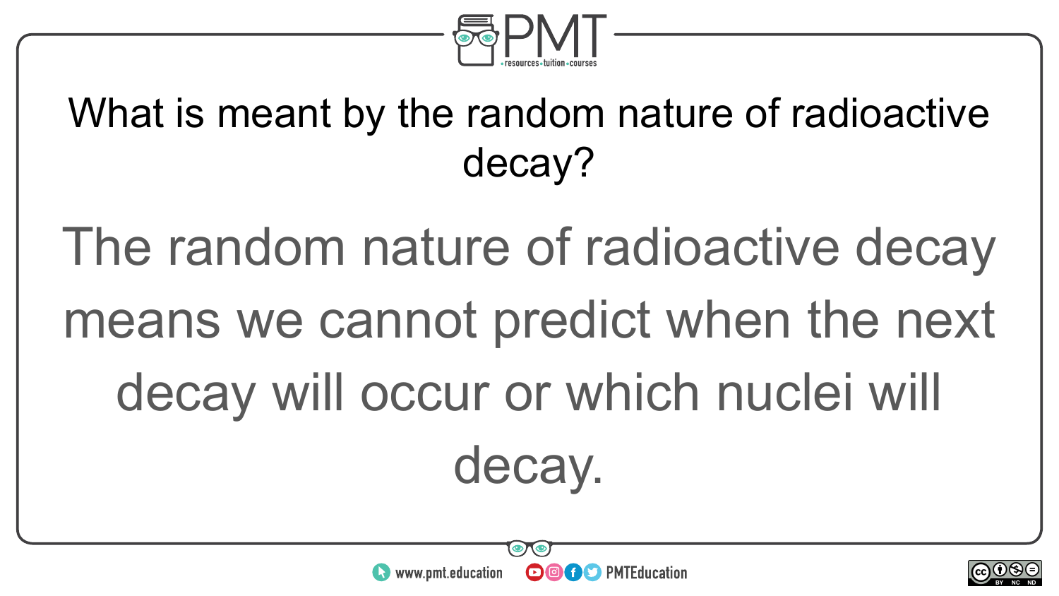What is meant by the random nature of radioactive decay?

The random nature of radioactive decay means we cannot predict when the next decay will occur or which nuclei will decay.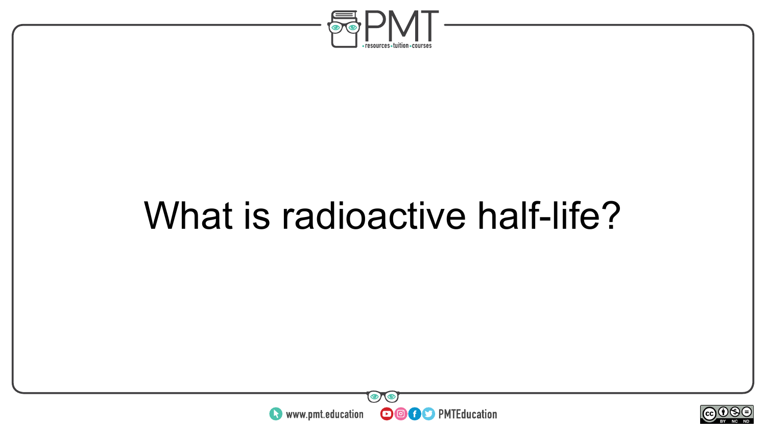What is radioactive half-life?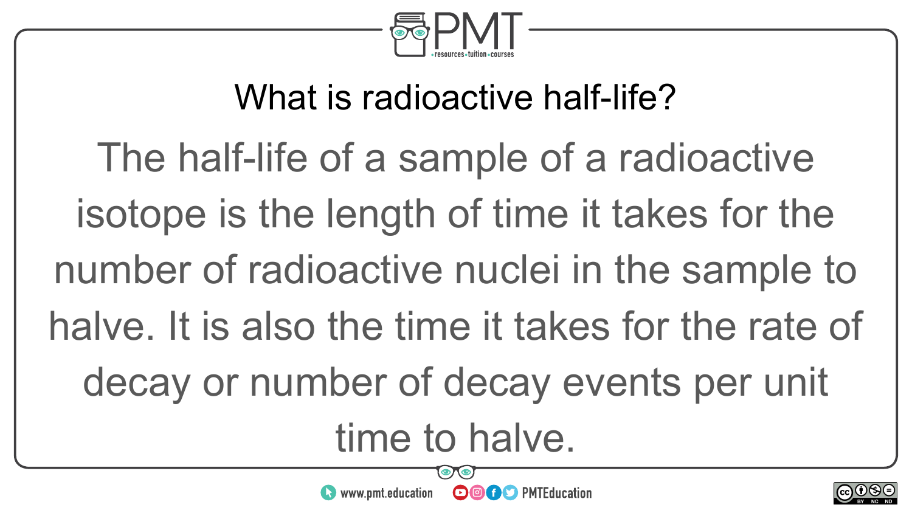## What is radioactive half-life?

The half-life of a sample of a radioactive isotope is the length of time it takes for the number of radioactive nuclei in the sample to halve. It is also the time it takes for the rate of decay or number of decay events per unit time to halve.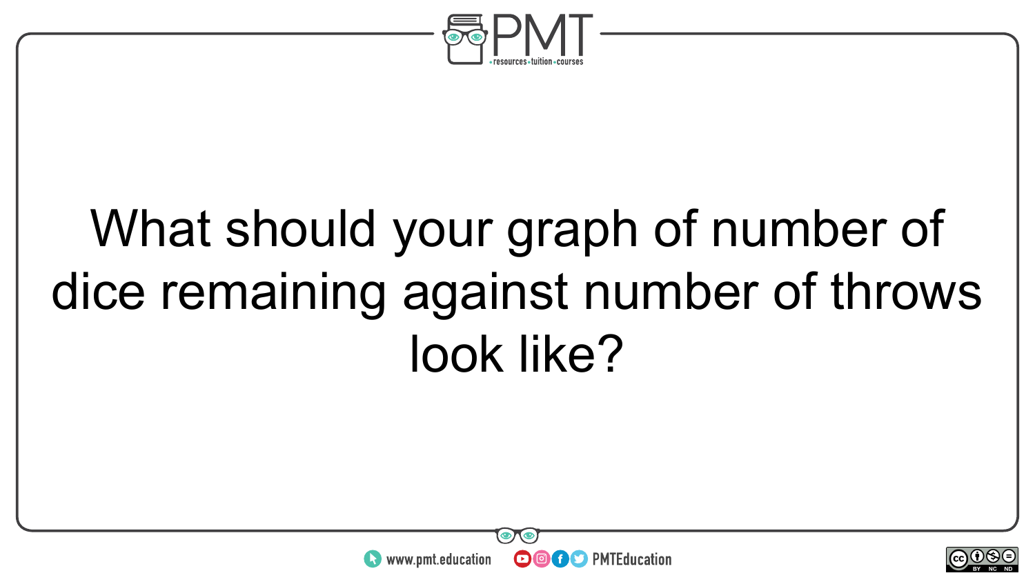What should your graph of number of dice remaining against number of throws look like?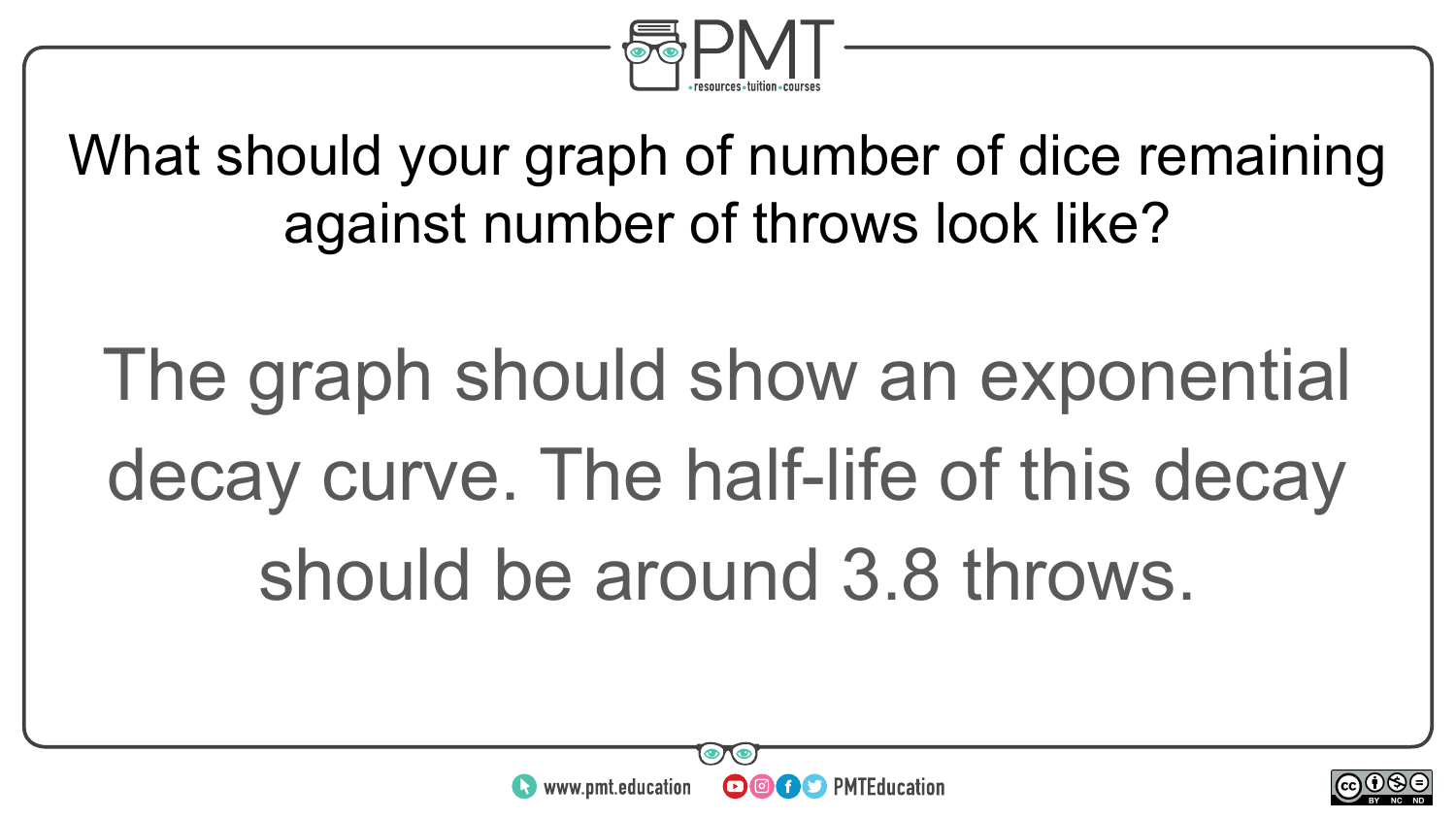What should your graph of number of dice remaining against number of throws look like?

The graph should show an exponential decay curve. The half-life of this decay should be around 3.8 throws.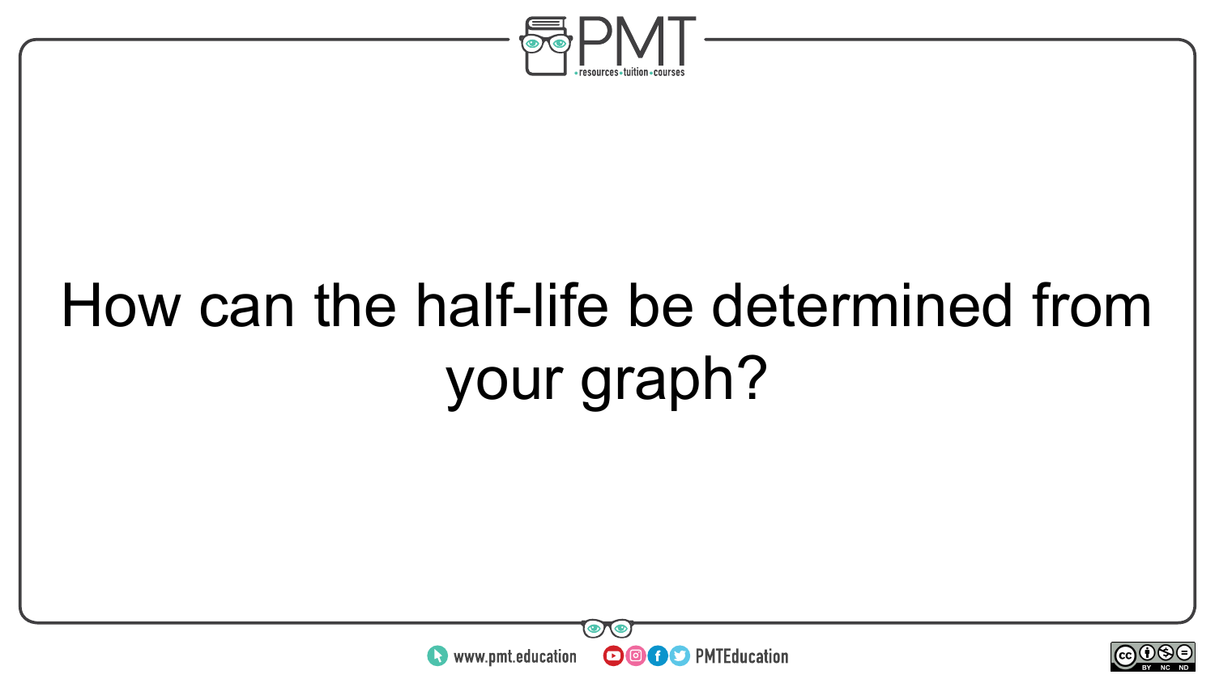How can the half-life be determined from your graph?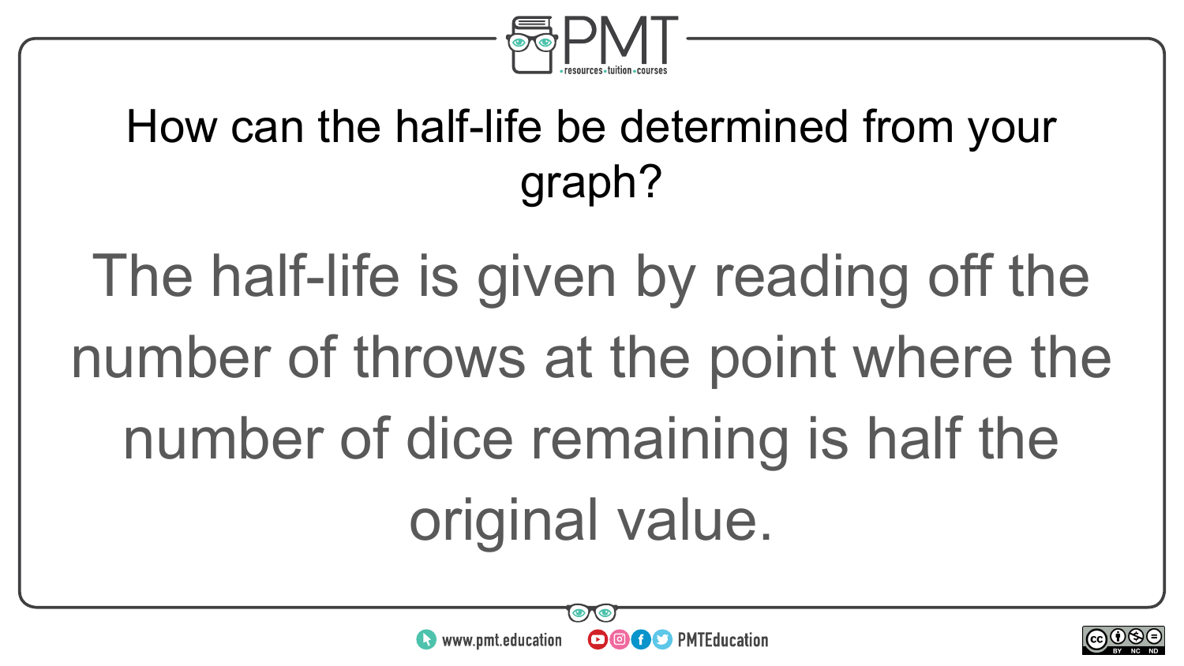How can the half-life be determined from your graph?

The half-life is given by reading off the number of throws at the point where the number of dice remaining is half the original value.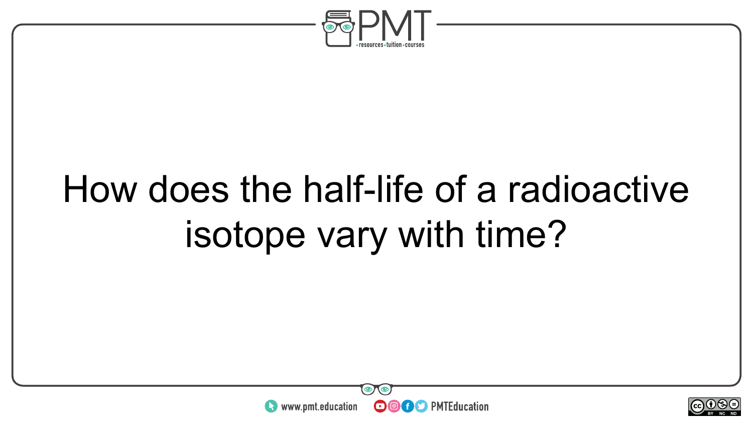How does the half-life of a radioactive isotope vary with time?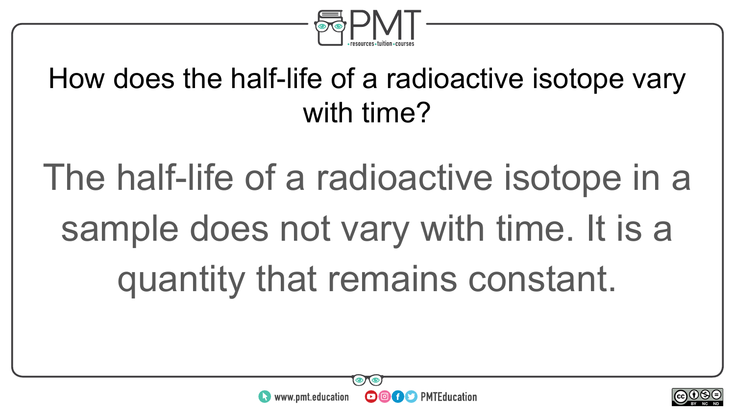How does the half-life of a radioactive isotope vary with time?

The half-life of a radioactive isotope in a sample does not vary with time. It is a quantity that remains constant.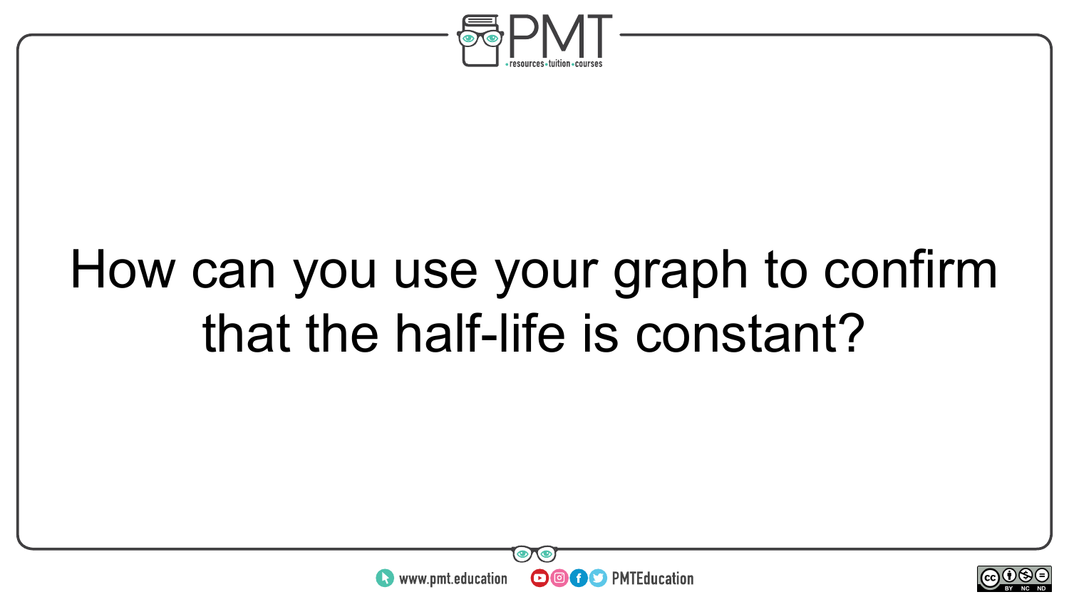How can you use your graph to confirm that the half-life is constant?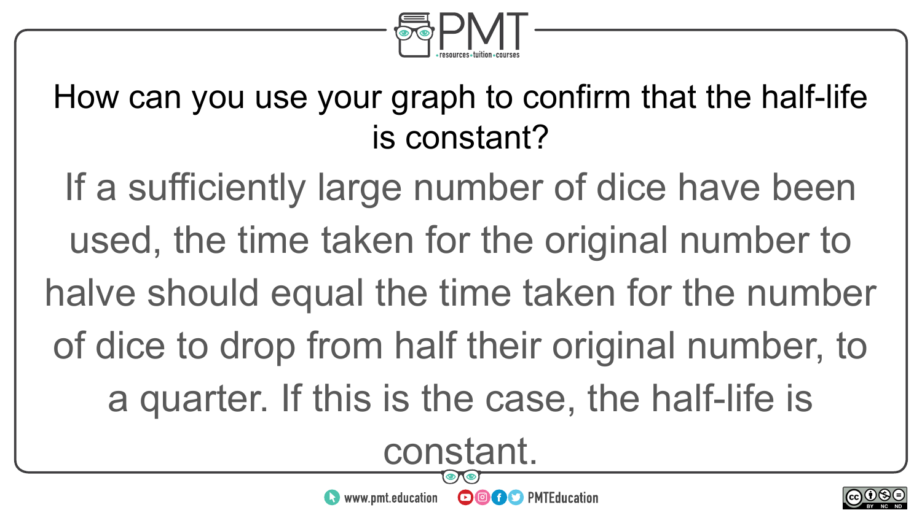How can you use your graph to confirm that the half-life is constant?

If a sufficiently large number of dice have been used, the time taken for the original number to halve should equal the time taken for the number of dice to drop from half their original number, to a quarter. If this is the case, the half-life is constant.